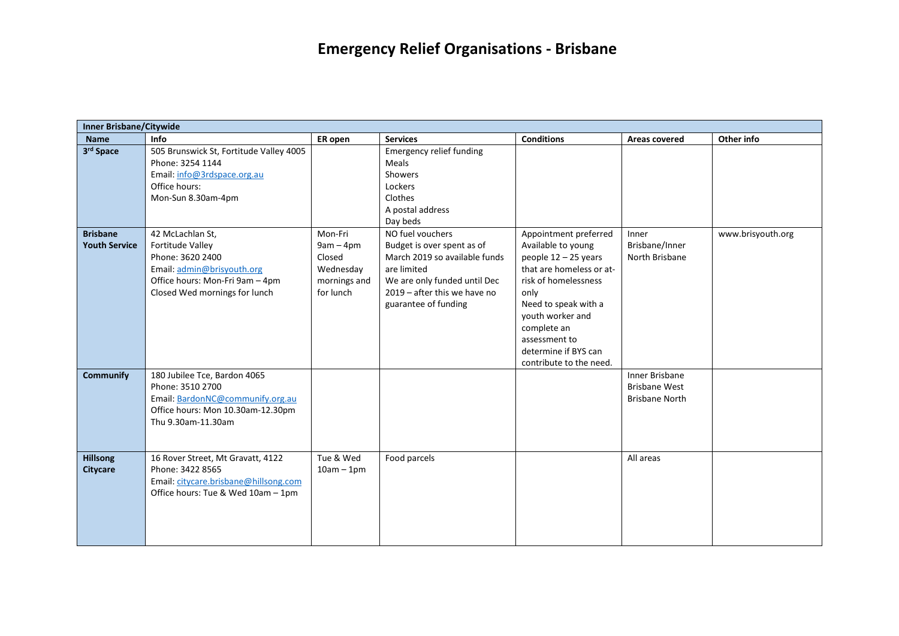# Emergency Relief Organisations - Brisbane

| Inner Brisbane/Citywide | | | | | | |
|---|---|---|---|---|---|---|
| **Name** | **Info** | **ER open** | **Services** | **Conditions** | **Areas covered** | **Other info** |
| **3rd Space** | 505 Brunswick St, Fortitude Valley 4005<br>Phone: 3254 1144<br>Email: info@3rdspace.org.au<br>Office hours:<br>Mon-Sun 8.30am-4pm | | Emergency relief funding<br>Meals<br>Showers<br>Lockers<br>Clothes<br>A postal address<br>Day beds | | | |
| **Brisbane Youth Service** | 42 McLachlan St,<br>Fortitude Valley<br>Phone: 3620 2400<br>Email: admin@brisyouth.org<br>Office hours: Mon-Fri 9am – 4pm<br>Closed Wed mornings for lunch | Mon-Fri<br>9am – 4pm<br>Closed Wednesday mornings and for lunch | NO fuel vouchers<br>Budget is over spent as of March 2019 so available funds are limited<br>We are only funded until Dec 2019 – after this we have no guarantee of funding | Appointment preferred<br>Available to young people 12 – 25 years that are homeless or at-risk of homelessness only<br>Need to speak with a youth worker and complete an assessment to determine if BYS can contribute to the need. | Inner Brisbane/Inner North Brisbane | www.brisyouth.org |
| **Communify** | 180 Jubilee Tce, Bardon 4065<br>Phone: 3510 2700<br>Email: BardonNC@communify.org.au<br>Office hours: Mon 10.30am-12.30pm<br>Thu 9.30am-11.30am | | | | Inner Brisbane<br>Brisbane West<br>Brisbane North | |
| **Hillsong Citycare** | 16 Rover Street, Mt Gravatt, 4122<br>Phone: 3422 8565<br>Email: citycare.brisbane@hillsong.com<br>Office hours: Tue & Wed 10am – 1pm | Tue & Wed<br>10am – 1pm | Food parcels | | All areas | |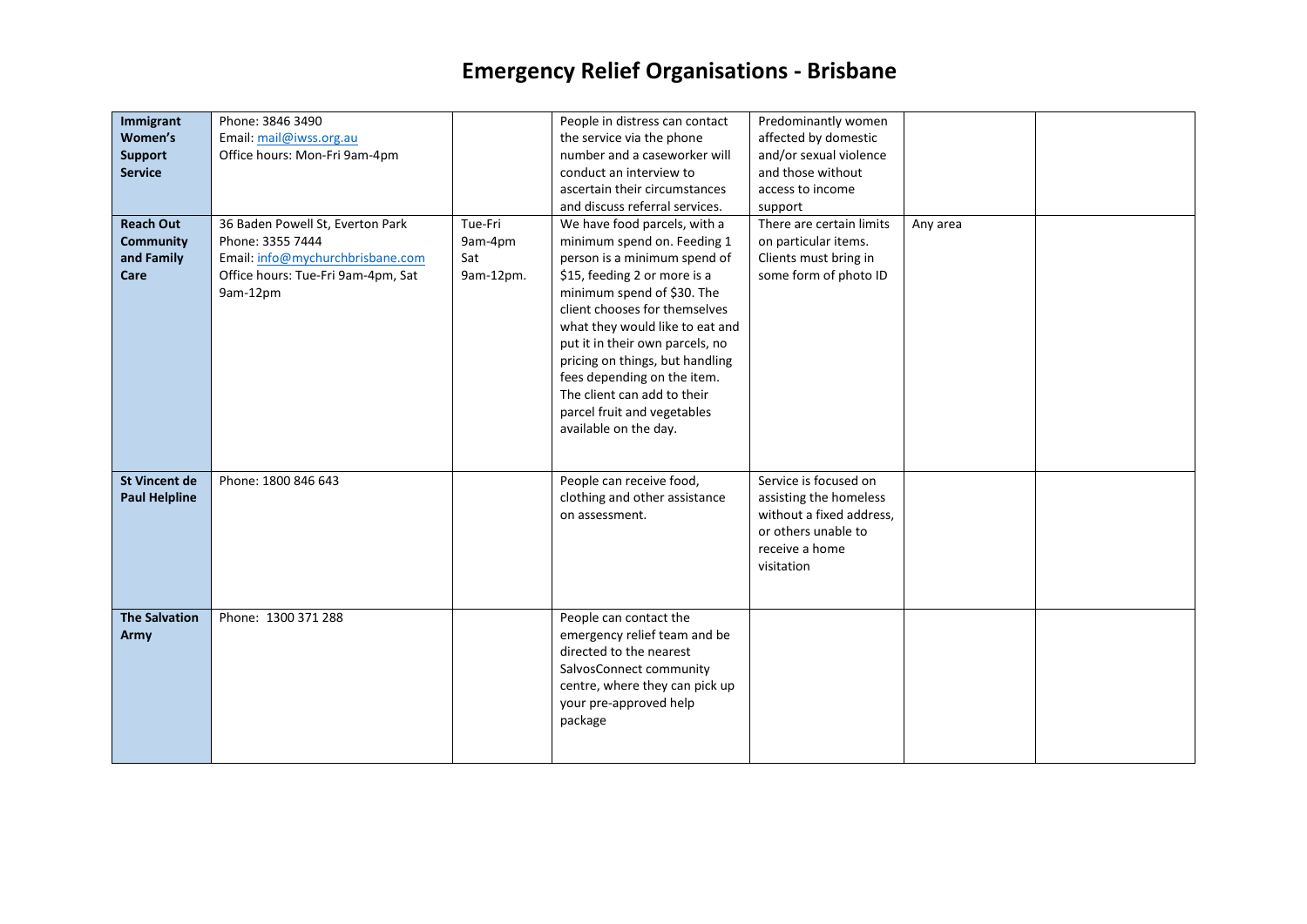# Emergency Relief Organisations - Brisbane

| | | | | | | |
|---|---|---|---|---|---|---|
| **Immigrant Women's Support Service** | Phone: 3846 3490<br>Email: mail@iwss.org.au<br>Office hours: Mon-Fri 9am-4pm | | People in distress can contact the service via the phone number and a caseworker will conduct an interview to ascertain their circumstances and discuss referral services. | Predominantly women affected by domestic and/or sexual violence and those without access to income support | | |
| **Reach Out Community and Family Care** | 36 Baden Powell St, Everton Park<br>Phone: 3355 7444<br>Email: info@mychurchbrisbane.com<br>Office hours: Tue-Fri 9am-4pm, Sat 9am-12pm | Tue-Fri 9am-4pm<br>Sat 9am-12pm. | We have food parcels, with a minimum spend on. Feeding 1 person is a minimum spend of $15, feeding 2 or more is a minimum spend of $30. The client chooses for themselves what they would like to eat and put it in their own parcels, no pricing on things, but handling fees depending on the item. The client can add to their parcel fruit and vegetables available on the day. | There are certain limits on particular items. Clients must bring in some form of photo ID | Any area | |
| **St Vincent de Paul Helpline** | Phone: 1800 846 643 | | People can receive food, clothing and other assistance on assessment. | Service is focused on assisting the homeless without a fixed address, or others unable to receive a home visitation | | |
| **The Salvation Army** | Phone: 1300 371 288 | | People can contact the emergency relief team and be directed to the nearest SalvosConnect community centre, where they can pick up your pre-approved help package | | | |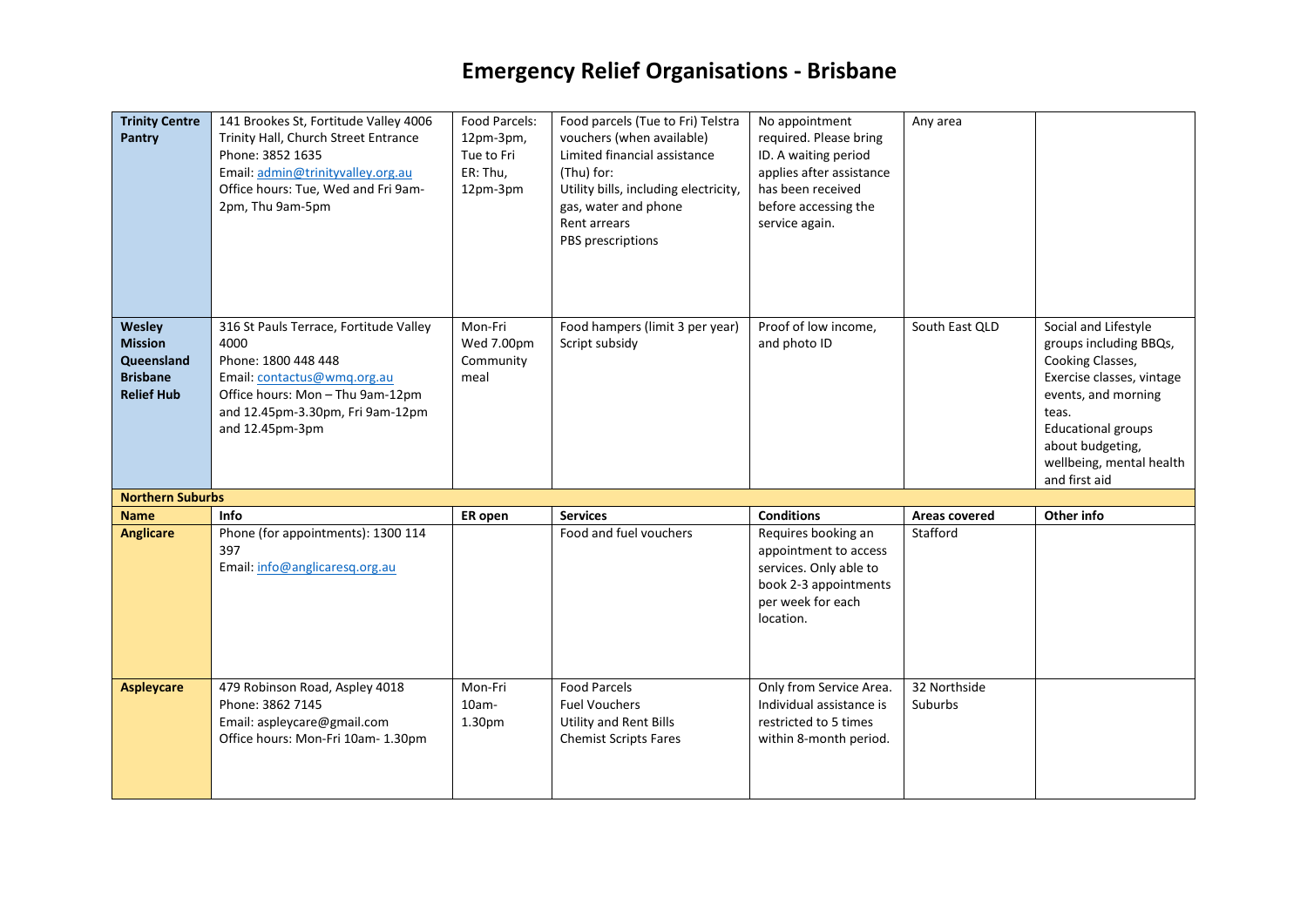# Emergency Relief Organisations - Brisbane

| | | | | | | |
|---|---|---|---|---|---|---|
| **Trinity Centre Pantry** | 141 Brookes St, Fortitude Valley 4006<br>Trinity Hall, Church Street Entrance<br>Phone: 3852 1635<br>Email: admin@trinityvalley.org.au<br>Office hours: Tue, Wed and Fri 9am-2pm, Thu 9am-5pm | Food Parcels: 12pm-3pm, Tue to Fri<br>ER: Thu, 12pm-3pm | Food parcels (Tue to Fri) Telstra vouchers (when available)<br>Limited financial assistance (Thu) for:<br>Utility bills, including electricity, gas, water and phone<br>Rent arrears<br>PBS prescriptions | No appointment required. Please bring ID. A waiting period applies after assistance has been received before accessing the service again. | Any area | |
| **Wesley Mission Queensland Brisbane Relief Hub** | 316 St Pauls Terrace, Fortitude Valley 4000<br>Phone: 1800 448 448<br>Email: contactus@wmq.org.au<br>Office hours: Mon – Thu 9am-12pm and 12.45pm-3.30pm, Fri 9am-12pm and 12.45pm-3pm | Mon-Fri<br>Wed 7.00pm Community meal | Food hampers (limit 3 per year)<br>Script subsidy | Proof of low income, and photo ID | South East QLD | Social and Lifestyle groups including BBQs, Cooking Classes, Exercise classes, vintage events, and morning teas.<br>Educational groups about budgeting, wellbeing, mental health and first aid |
| **Northern Suburbs** | | | | | | |
| **Name** | **Info** | **ER open** | **Services** | **Conditions** | **Areas covered** | **Other info** |
| **Anglicare** | Phone (for appointments): 1300 114 397<br>Email: info@anglicaresq.org.au | | Food and fuel vouchers | Requires booking an appointment to access services. Only able to book 2-3 appointments per week for each location. | Stafford | |
| **Aspleycare** | 479 Robinson Road, Aspley 4018<br>Phone: 3862 7145<br>Email: aspleycare@gmail.com<br>Office hours: Mon-Fri 10am- 1.30pm | Mon-Fri<br>10am-1.30pm | Food Parcels<br>Fuel Vouchers<br>Utility and Rent Bills<br>Chemist Scripts Fares | Only from Service Area. Individual assistance is restricted to 5 times within 8-month period. | 32 Northside Suburbs | |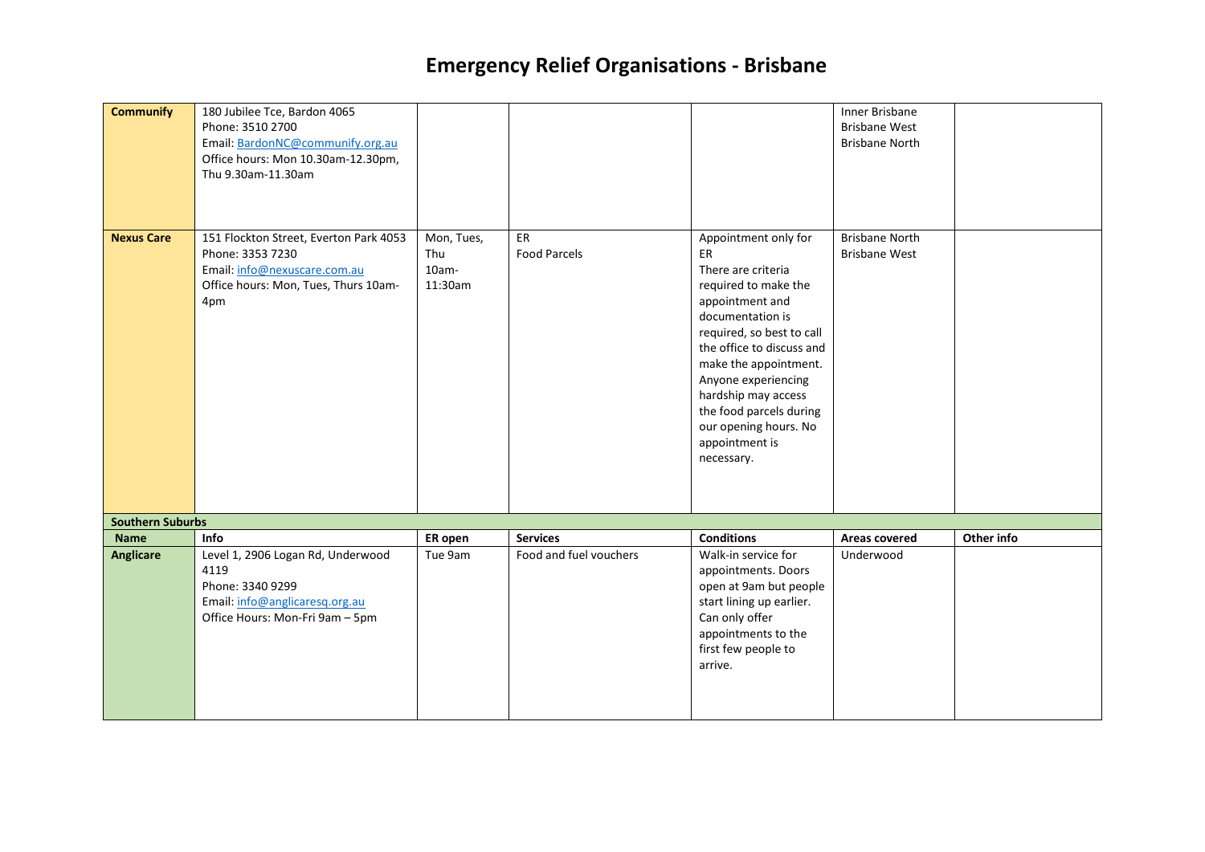# Emergency Relief Organisations - Brisbane

| Name | Info | ER open | Services | Conditions | Areas covered | Other info |
|---|---|---|---|---|---|---|
| **Communify** | 180 Jubilee Tce, Bardon 4065<br>Phone: 3510 2700<br>Email: BardonNC@communify.org.au<br>Office hours: Mon 10.30am-12.30pm, Thu 9.30am-11.30am | | | | Inner Brisbane<br>Brisbane West<br>Brisbane North | |
| **Nexus Care** | 151 Flockton Street, Everton Park 4053<br>Phone: 3353 7230<br>Email: info@nexuscare.com.au<br>Office hours: Mon, Tues, Thurs 10am-4pm | Mon, Tues, Thu<br>10am-11:30am | ER<br>Food Parcels | Appointment only for ER<br>There are criteria required to make the appointment and documentation is required, so best to call the office to discuss and make the appointment. Anyone experiencing hardship may access the food parcels during our opening hours. No appointment is necessary. | Brisbane North<br>Brisbane West | |
| **Southern Suburbs** | | | | | | |
| **Name** | **Info** | **ER open** | **Services** | **Conditions** | **Areas covered** | **Other info** |
| **Anglicare** | Level 1, 2906 Logan Rd, Underwood 4119<br>Phone: 3340 9299<br>Email: info@anglicaresq.org.au<br>Office Hours: Mon-Fri 9am – 5pm | Tue 9am | Food and fuel vouchers | Walk-in service for appointments. Doors open at 9am but people start lining up earlier. Can only offer appointments to the first few people to arrive. | Underwood | |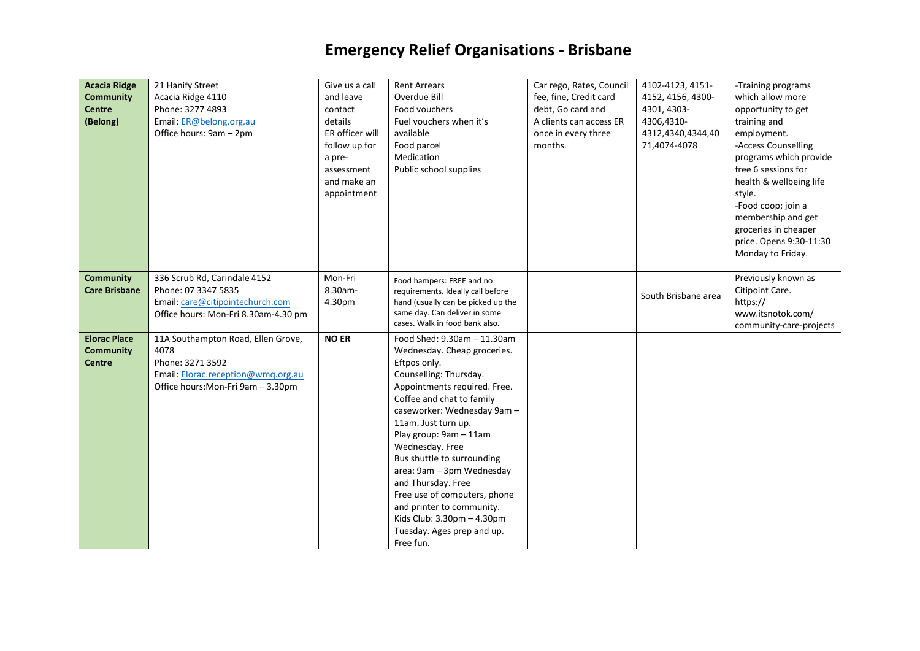# Emergency Relief Organisations - Brisbane

| | | | | | | |
|---|---|---|---|---|---|---|
| **Acacia Ridge Community Centre (Belong)** | 21 Hanify Street<br>Acacia Ridge 4110<br>Phone: 3277 4893<br>Email: ER@belong.org.au<br>Office hours: 9am – 2pm | Give us a call and leave contact details<br>ER officer will follow up for a pre-assessment and make an appointment | Rent Arrears<br>Overdue Bill<br>Food vouchers<br>Fuel vouchers when it's available<br>Food parcel<br>Medication<br>Public school supplies | Car rego, Rates, Council fee, fine, Go card and Credit card debt, Go card and<br>A clients can access ER once in every three months. | 4102-4123, 4151-4152, 4156, 4300-4301, 4303-4306,4310-4312,4340,4344,4071,4074-4078 | -Training programs which allow more opportunity to get training and employment.<br>-Access Counselling programs which provide free 6 sessions for health & wellbeing life style.<br>-Food coop; join a membership and get groceries in cheaper price. Opens 9:30-11:30 Monday to Friday. |
| **Community Care Brisbane** | 336 Scrub Rd, Carindale 4152<br>Phone: 07 3347 5835<br>Email: care@citipointechurch.com<br>Office hours: Mon-Fri 8.30am-4.30 pm | Mon-Fri 8.30am-4.30pm | Food hampers: FREE and no requirements. Ideally call before hand (usually can be picked up the same day. Can deliver in some cases. Walk in food bank also. | | South Brisbane area | Previously known as Citipoint Care.<br>https://www.itsnotok.com/community-care-projects |
| **Elorac Place Community Centre** | 11A Southampton Road, Ellen Grove, 4078<br>Phone: 3271 3592<br>Email: Elorac.reception@wmq.org.au<br>Office hours:Mon-Fri 9am – 3.30pm | **NO ER** | Food Shed: 9.30am – 11.30am Wednesday. Cheap groceries. Eftpos only.<br>Counselling: Thursday. Appointments required. Free.<br>Coffee and chat to family caseworker: Wednesday 9am – 11am. Just turn up.<br>Play group: 9am – 11am Wednesday. Free<br>Bus shuttle to surrounding area: 9am – 3pm Wednesday and Thursday. Free<br>Free use of computers, phone and printer to community.<br>Kids Club: 3.30pm – 4.30pm Tuesday. Ages prep and up. Free fun. | | | |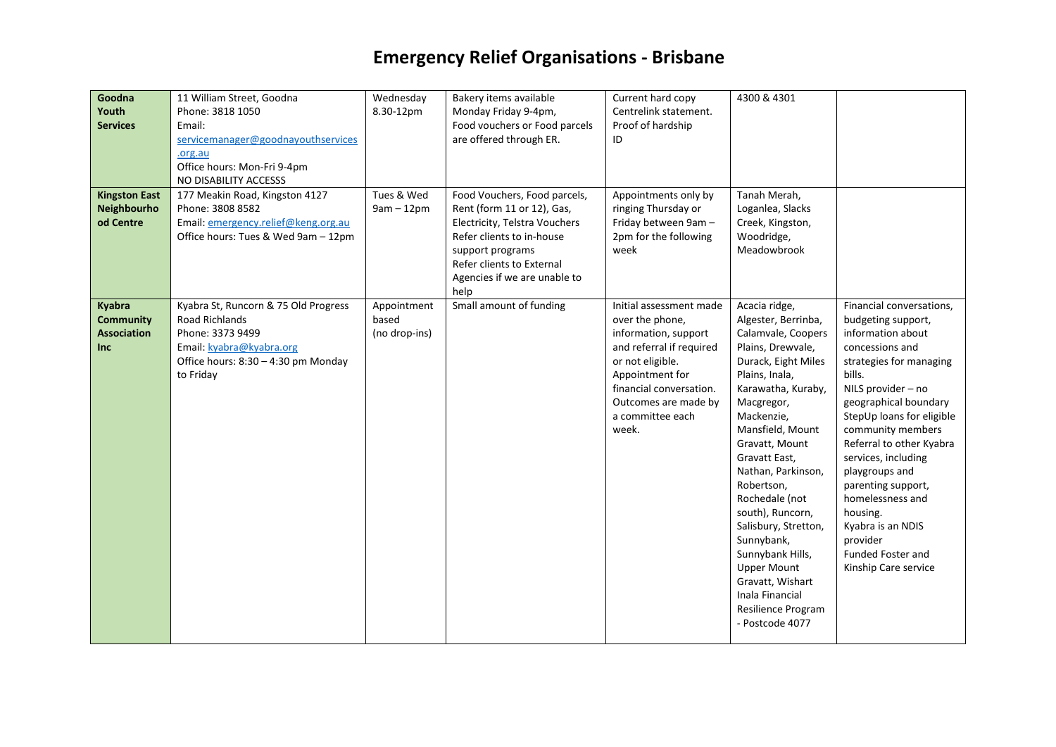# Emergency Relief Organisations - Brisbane

| | | | | | | |
|---|---|---|---|---|---|---|
| **Goodna Youth Services** | 11 William Street, Goodna<br>Phone: 3818 1050<br>Email: servicemanager@goodnayouthservices.org.au<br>Office hours: Mon-Fri 9-4pm<br>NO DISABILITY ACCESSS | Wednesday 8.30-12pm | Bakery items available Monday Friday 9-4pm,<br>Food vouchers or Food parcels are offered through ER. | Current hard copy Centrelink statement.<br>Proof of hardship<br>ID | 4300 & 4301 | |
| **Kingston East Neighbourhood Centre** | 177 Meakin Road, Kingston 4127<br>Phone: 3808 8582<br>Email: emergency.relief@keng.org.au<br>Office hours: Tues & Wed 9am – 12pm | Tues & Wed 9am – 12pm | Food Vouchers, Food parcels, Rent (form 11 or 12), Gas, Electricity, Telstra Vouchers<br>Refer clients to in-house support programs<br>Refer clients to External Agencies if we are unable to help | Appointments only by ringing Thursday or Friday between 9am – 2pm for the following week | Tanah Merah, Loganlea, Slacks Creek, Kingston, Woodridge, Meadowbrook | |
| **Kyabra Community Association Inc** | Kyabra St, Runcorn & 75 Old Progress Road Richlands<br>Phone: 3373 9499<br>Email: kyabra@kyabra.org<br>Office hours: 8:30 – 4:30 pm Monday to Friday | Appointment based (no drop-ins) | Small amount of funding | Initial assessment made over the phone, information, support and referral if required or not eligible.<br>Appointment for financial conversation.<br>Outcomes are made by a committee each week. | Acacia ridge, Algester, Berrinba, Calamvale, Coopers Plains, Drewvale, Durack, Eight Miles Plains, Inala, Karawatha, Kuraby, Macgregor, Mackenzie, Mansfield, Mount Gravatt, Mount Gravatt East, Nathan, Parkinson, Robertson, Rochedale (not south), Runcorn, Salisbury, Stretton, Sunnybank, Sunnybank Hills, Upper Mount Gravatt, Wishart<br>Inala Financial Resilience Program - Postcode 4077 | Financial conversations, budgeting support, information about concessions and strategies for managing bills.<br>NILS provider – no geographical boundary<br>StepUp loans for eligible community members<br>Referral to other Kyabra services, including playgroups and parenting support, homelessness and housing.<br>Kyabra is an NDIS provider<br>Funded Foster and Kinship Care service |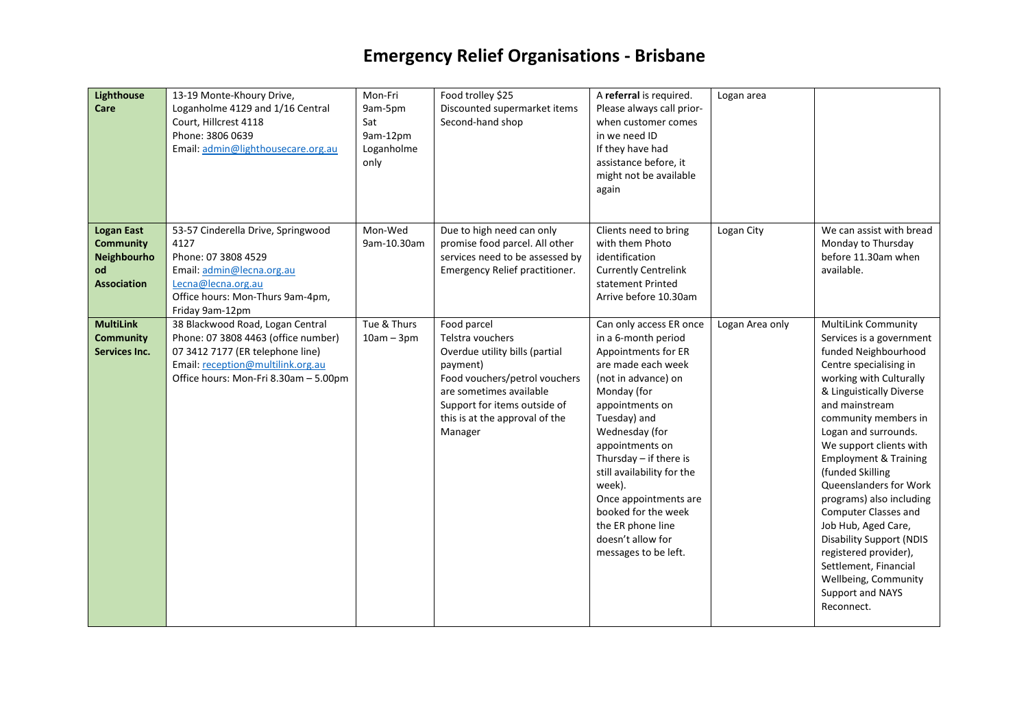# Emergency Relief Organisations - Brisbane

| | | | | | | |
|---|---|---|---|---|---|---|
| **Lighthouse Care** | 13-19 Monte-Khoury Drive, Loganholme 4129 and 1/16 Central Court, Hillcrest 4118<br>Phone: 3806 0639<br>Email: admin@lighthousecare.org.au | Mon-Fri 9am-5pm<br>Sat 9am-12pm Loganholme only | Food trolley $25<br>Discounted supermarket items<br>Second-hand shop | A **referral** is required. Please always call prior-when customer comes in we need ID<br>If they have had assistance before, it might not be available again | Logan area | |
| **Logan East Community Neighbourhood Association** | 53-57 Cinderella Drive, Springwood 4127<br>Phone: 07 3808 4529<br>Email: admin@lecna.org.au<br>Lecna@lecna.org.au<br>Office hours: Mon-Thurs 9am-4pm, Friday 9am-12pm | Mon-Wed 9am-10.30am | Due to high need can only promise food parcel. All other services need to be assessed by Emergency Relief practitioner. | Clients need to bring with them Photo identification<br>Currently Centrelink statement Printed<br>Arrive before 10.30am | Logan City | We can assist with bread Monday to Thursday before 11.30am when available. |
| **MultiLink Community Services Inc.** | 38 Blackwood Road, Logan Central<br>Phone: 07 3808 4463 (office number)<br>07 3412 7177 (ER telephone line)<br>Email: reception@multilink.org.au<br>Office hours: Mon-Fri 8.30am – 5.00pm | Tue & Thurs 10am – 3pm | Food parcel<br>Telstra vouchers<br>Overdue utility bills (partial payment)<br>Food vouchers/petrol vouchers are sometimes available<br>Support for items outside of this is at the approval of the Manager | Can only access ER once in a 6-month period<br>Appointments for ER are made each week (not in advance) on Monday (for appointments on Tuesday) and Wednesday (for appointments on Thursday – if there is still availability for the week).<br>Once appointments are booked for the week the ER phone line doesn't allow for messages to be left. | Logan Area only | MultiLink Community Services is a government funded Neighbourhood Centre specialising in working with Culturally & Linguistically Diverse and mainstream community members in Logan and surrounds. We support clients with Employment & Training (funded Skilling Queenslanders for Work programs) also including Computer Classes and Job Hub, Aged Care, Disability Support (NDIS registered provider), Settlement, Financial Wellbeing, Community Support and NAYS Reconnect. |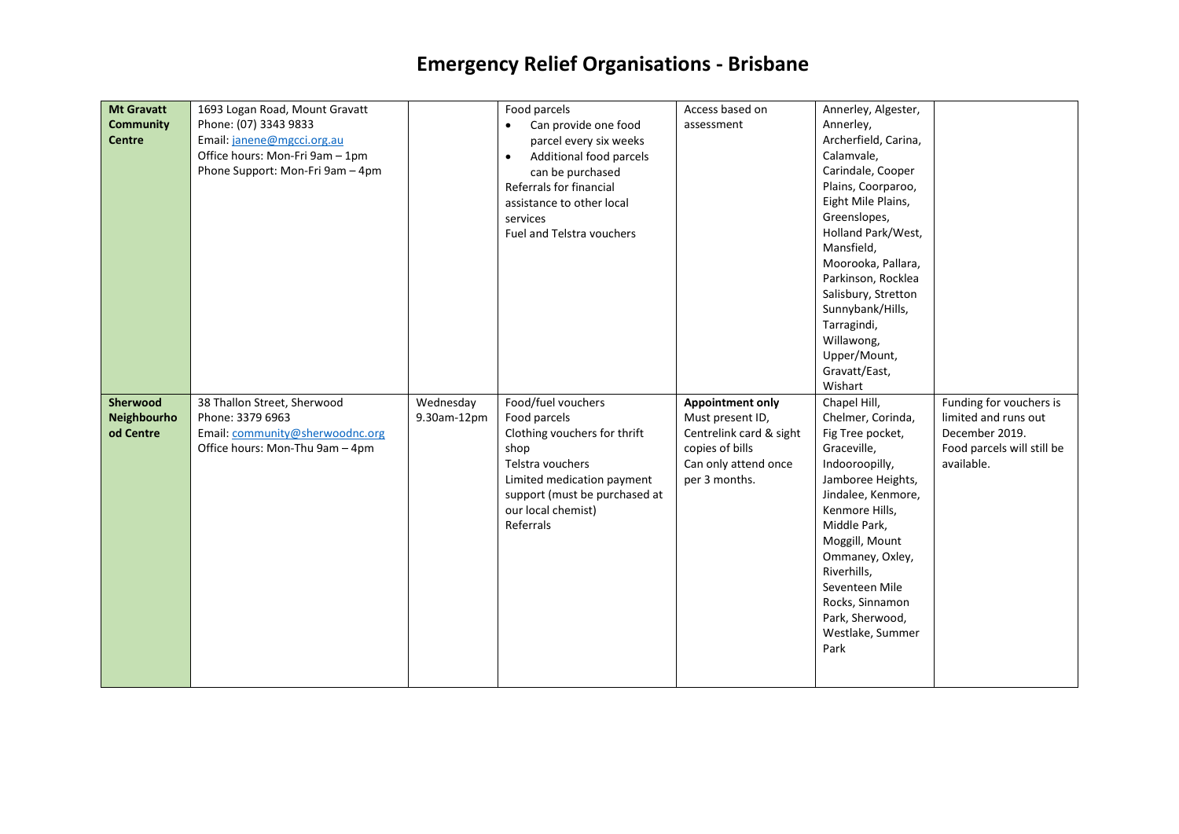# Emergency Relief Organisations - Brisbane

| | | | | | | |
|---|---|---|---|---|---|---|
| **Mt Gravatt Community Centre** | 1693 Logan Road, Mount Gravatt<br>Phone: (07) 3343 9833<br>Email: janene@mgcci.org.au<br>Office hours: Mon-Fri 9am – 1pm<br>Phone Support: Mon-Fri 9am – 4pm | | Food parcels<br>• Can provide one food parcel every six weeks<br>• Additional food parcels can be purchased<br>Referrals for financial assistance to other local services<br>Fuel and Telstra vouchers | Access based on assessment | Annerley, Algester, Annerley, Archerfield, Carina, Calamvale, Carindale, Cooper Plains, Coorparoo, Eight Mile Plains, Greenslopes, Holland Park/West, Mansfield, Moorooka, Pallara, Parkinson, Rocklea Salisbury, Stretton Sunnybank/Hills, Tarragindi, Willawong, Upper/Mount, Gravatt/East, Wishart | |
| **Sherwood Neighbourhood Centre** | 38 Thallon Street, Sherwood<br>Phone: 3379 6963<br>Email: community@sherwoodnc.org<br>Office hours: Mon-Thu 9am – 4pm | Wednesday 9.30am-12pm | Food/fuel vouchers<br>Food parcels<br>Clothing vouchers for thrift shop<br>Telstra vouchers<br>Limited medication payment support (must be purchased at our local chemist)<br>Referrals | **Appointment only**<br>Must present ID, Centrelink card & sight copies of bills<br>Can only attend once per 3 months. | Chapel Hill, Chelmer, Corinda, Fig Tree pocket, Graceville, Indooroopilly, Jamboree Heights, Jindalee, Kenmore, Kenmore Hills, Middle Park, Moggill, Mount Ommaney, Oxley, Riverhills, Seventeen Mile Rocks, Sinnamon Park, Sherwood, Westlake, Summer Park | Funding for vouchers is limited and runs out December 2019. Food parcels will still be available. |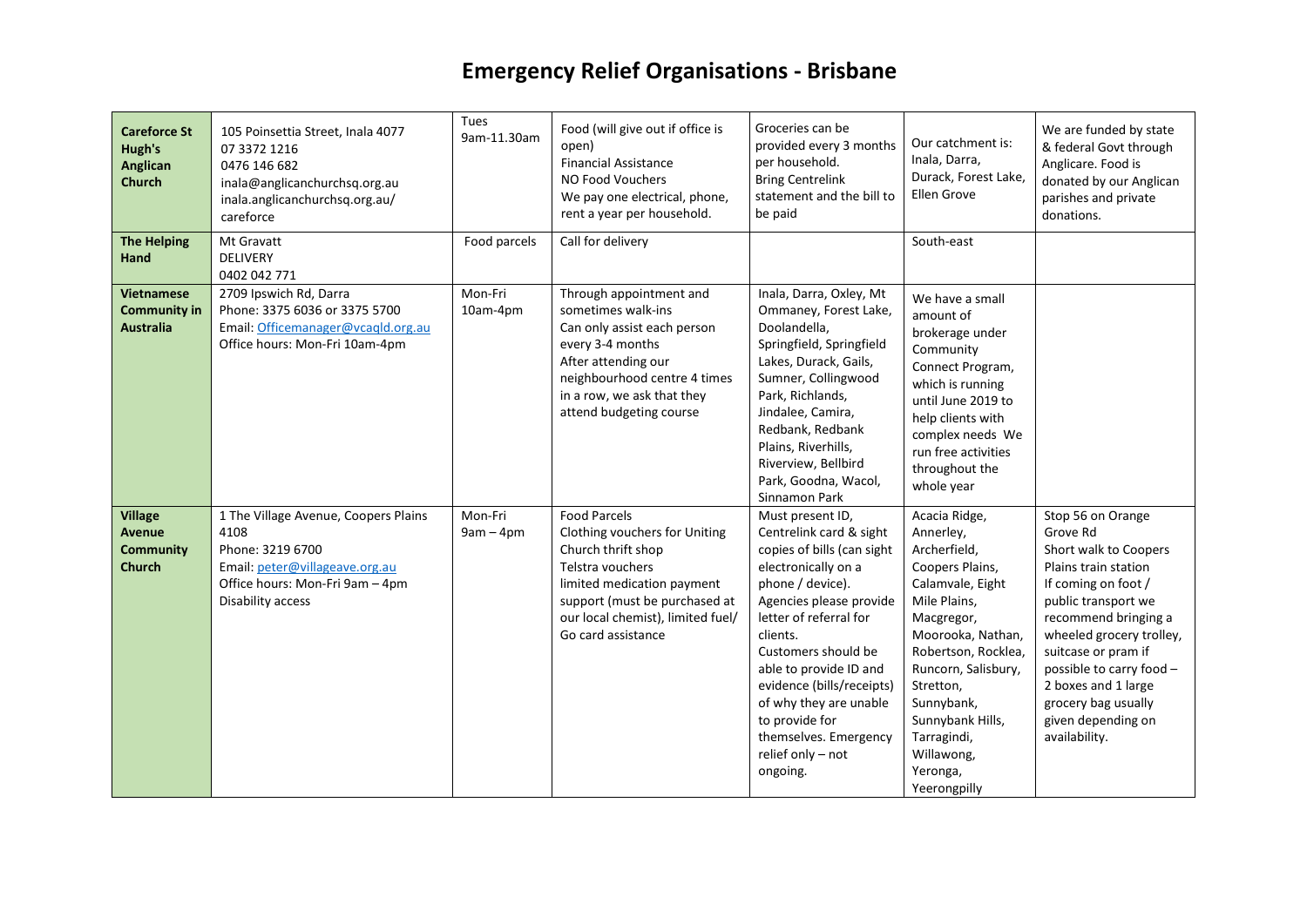# Emergency Relief Organisations - Brisbane

| | | | | | | |
|---|---|---|---|---|---|---|
| **Careforce St Hugh's Anglican Church** | 105 Poinsettia Street, Inala 4077<br>07 3372 1216<br>0476 146 682<br>inala@anglicanchurchsq.org.au<br>inala.anglicanchurchsq.org.au/careforce | Tues 9am-11.30am | Food (will give out if office is open)<br>Financial Assistance<br>NO Food Vouchers<br>We pay one electrical, phone, rent a year per household. | Groceries can be provided every 3 months per household.<br>Bring Centrelink statement and the bill to be paid | Our catchment is: Inala, Darra, Durack, Forest Lake, Ellen Grove | We are funded by state & federal Govt through Anglicare. Food is donated by our Anglican parishes and private donations. |
| **The Helping Hand** | Mt Gravatt<br>DELIVERY<br>0402 042 771 | Food parcels | Call for delivery | | South-east | |
| **Vietnamese Community in Australia** | 2709 Ipswich Rd, Darra<br>Phone: 3375 6036 or 3375 5700<br>Email: Officemanager@vcaqld.org.au<br>Office hours: Mon-Fri 10am-4pm | Mon-Fri 10am-4pm | Through appointment and sometimes walk-ins<br>Can only assist each person every 3-4 months<br>After attending our neighbourhood centre 4 times in a row, we ask that they attend budgeting course | Inala, Darra, Oxley, Mt Ommaney, Forest Lake, Doolandella, Springfield, Springfield Lakes, Durack, Gails, Sumner, Collingwood Park, Richlands, Jindalee, Camira, Redbank, Redbank Plains, Riverhills, Riverview, Bellbird Park, Goodna, Wacol, Sinnamon Park | We have a small amount of brokerage under Community Connect Program, which is running until June 2019 to help clients with complex needs We run free activities throughout the whole year | |
| **Village Avenue Community Church** | 1 The Village Avenue, Coopers Plains 4108<br>Phone: 3219 6700<br>Email: peter@villageave.org.au<br>Office hours: Mon-Fri 9am – 4pm<br>Disability access | Mon-Fri 9am – 4pm | Food Parcels<br>Clothing vouchers for Uniting Church thrift shop<br>Telstra vouchers<br>limited medication payment support (must be purchased at our local chemist), limited fuel/ Go card assistance | Must present ID, Centrelink card & sight copies of bills (can sight electronically on a phone / device).<br>Agencies please provide letter of referral for clients.<br>Customers should be able to provide ID and evidence (bills/receipts) of why they are unable to provide for themselves. Emergency relief only – not ongoing. | Acacia Ridge, Annerley, Archerfield, Coopers Plains, Calamvale, Eight Mile Plains, Macgregor, Moorooka, Nathan, Robertson, Rocklea, Runcorn, Salisbury, Stretton, Sunnybank, Sunnybank Hills, Tarragindi, Willawong, Yeronga, Yeerongpilly | Stop 56 on Orange Grove Rd<br>Short walk to Coopers Plains train station<br>If coming on foot / public transport we recommend bringing a wheeled grocery trolley, suitcase or pram if possible to carry food – 2 boxes and 1 large grocery bag usually given depending on availability. |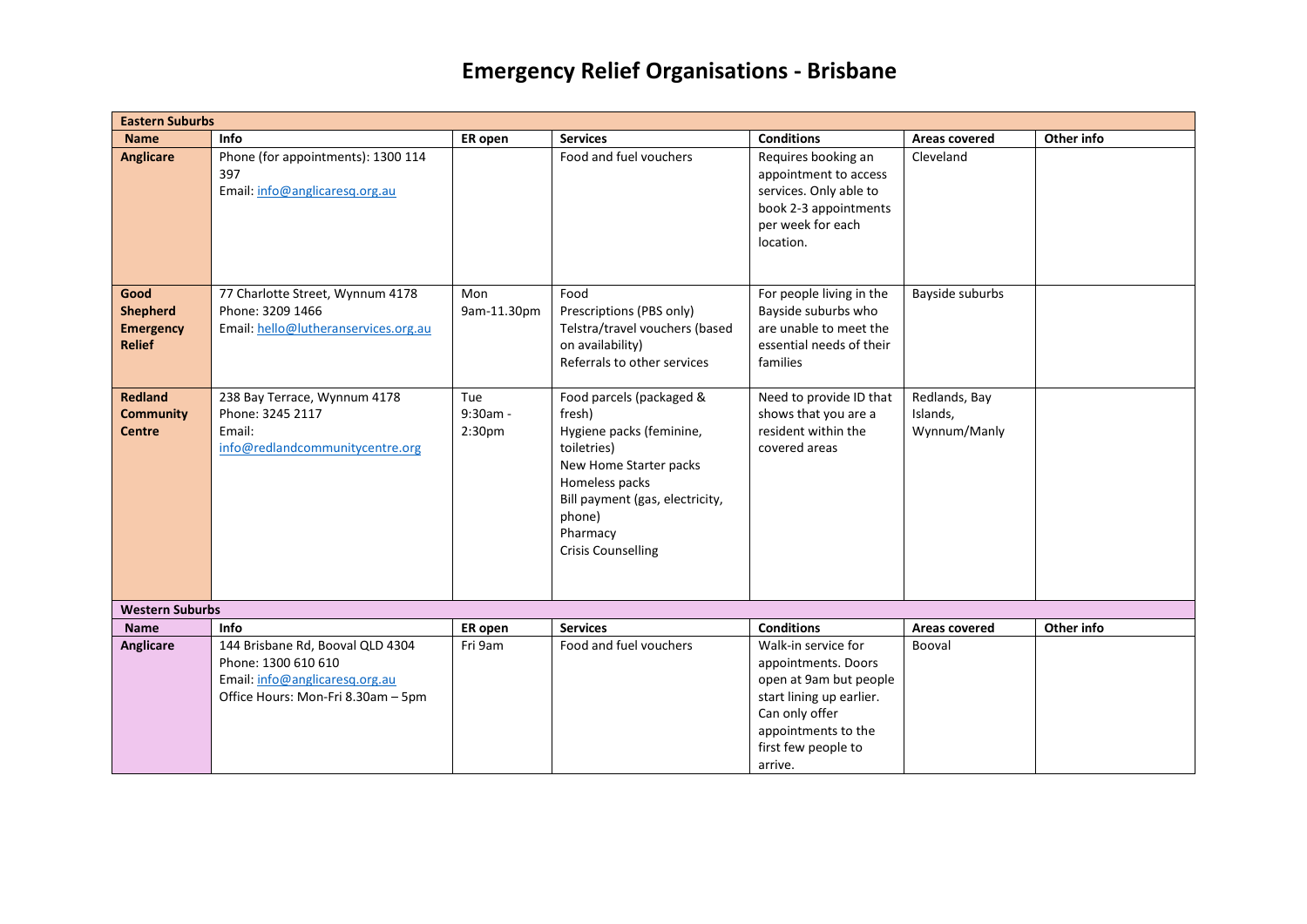# Emergency Relief Organisations - Brisbane

| Eastern Suburbs | | | | | | |
|---|---|---|---|---|---|---|
| **Name** | **Info** | **ER open** | **Services** | **Conditions** | **Areas covered** | **Other info** |
| **Anglicare** | Phone (for appointments): 1300 114 397<br>Email: info@anglicaresq.org.au | | Food and fuel vouchers | Requires booking an appointment to access services. Only able to book 2-3 appointments per week for each location. | Cleveland | |
| **Good Shepherd Emergency Relief** | 77 Charlotte Street, Wynnum 4178<br>Phone: 3209 1466<br>Email: hello@lutheranservices.org.au | Mon 9am-11.30pm | Food<br>Prescriptions (PBS only)<br>Telstra/travel vouchers (based on availability)<br>Referrals to other services | For people living in the Bayside suburbs who are unable to meet the essential needs of their families | Bayside suburbs | |
| **Redland Community Centre** | 238 Bay Terrace, Wynnum 4178<br>Phone: 3245 2117<br>Email: info@redlandcommunitycentre.org | Tue 9:30am - 2:30pm | Food parcels (packaged & fresh)<br>Hygiene packs (feminine, toiletries)<br>New Home Starter packs<br>Homeless packs<br>Bill payment (gas, electricity, phone)<br>Pharmacy<br>Crisis Counselling | Need to provide ID that shows that you are a resident within the covered areas | Redlands, Bay Islands, Wynnum/Manly | |

| Western Suburbs | | | | | | |
|---|---|---|---|---|---|---|
| **Name** | **Info** | **ER open** | **Services** | **Conditions** | **Areas covered** | **Other info** |
| **Anglicare** | 144 Brisbane Rd, Booval QLD 4304<br>Phone: 1300 610 610<br>Email: info@anglicaresq.org.au<br>Office Hours: Mon-Fri 8.30am – 5pm | Fri 9am | Food and fuel vouchers | Walk-in service for appointments. Doors open at 9am but people start lining up earlier. Can only offer appointments to the first few people to arrive. | Booval | |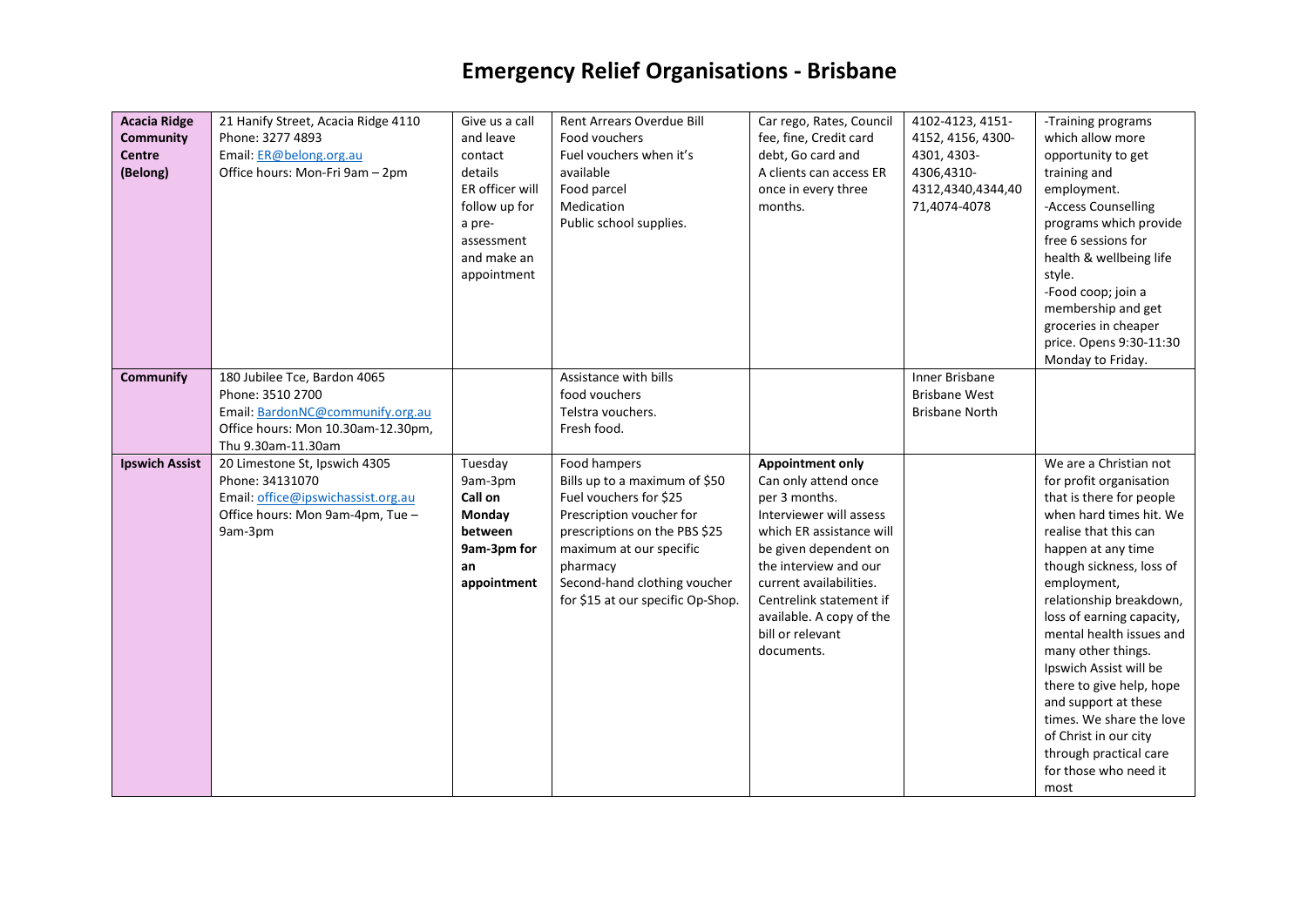# Emergency Relief Organisations - Brisbane

| | | | | | | |
|---|---|---|---|---|---|---|
| **Acacia Ridge Community Centre (Belong)** | 21 Hanify Street, Acacia Ridge 4110<br>Phone: 3277 4893<br>Email: ER@belong.org.au<br>Office hours: Mon-Fri 9am – 2pm | Give us a call and leave contact details<br>ER officer will follow up for a pre-assessment and make an appointment | Rent Arrears Overdue Bill<br>Food vouchers<br>Fuel vouchers when it's available<br>Food parcel<br>Medication<br>Public school supplies. | Car rego, Rates, Council fee, fine, Credit card debt, Go card and<br>A clients can access ER once in every three months. | 4102-4123, 4151-4152, 4156, 4300-4301, 4303-4306,4310-4312,4340,4344,4071,4074-4078 | -Training programs which allow more opportunity to get training and employment.<br>-Access Counselling programs which provide free 6 sessions for health & wellbeing life style.<br>-Food coop; join a membership and get groceries in cheaper price. Opens 9:30-11:30 Monday to Friday. |
| **Communify** | 180 Jubilee Tce, Bardon 4065<br>Phone: 3510 2700<br>Email: BardonNC@communify.org.au<br>Office hours: Mon 10.30am-12.30pm, Thu 9.30am-11.30am | | Assistance with bills<br>food vouchers<br>Telstra vouchers.<br>Fresh food. | | Inner Brisbane<br>Brisbane West<br>Brisbane North | |
| **Ipswich Assist** | 20 Limestone St, Ipswich 4305<br>Phone: 34131070<br>Email: office@ipswichassist.org.au<br>Office hours: Mon 9am-4pm, Tue – 9am-3pm | Tuesday 9am-3pm<br>**Call on Monday between 9am-3pm for an appointment** | Food hampers<br>Bills up to a maximum of $50<br>Fuel vouchers for $25<br>Prescription voucher for prescriptions on the PBS $25 maximum at our specific pharmacy<br>Second-hand clothing voucher for $15 at our specific Op-Shop. | **Appointment only**<br>Can only attend once per 3 months.<br>Interviewer will assess which ER assistance will be given dependent on the interview and our current availabilities.<br>Centrelink statement if available. A copy of the bill or relevant documents. | | We are a Christian not for profit organisation that is there for people when hard times hit. We realise that this can happen at any time though sickness, loss of employment, relationship breakdown, loss of earning capacity, mental health issues and many other things. Ipswich Assist will be there to give help, hope and support at these times. We share the love of Christ in our city through practical care for those who need it most |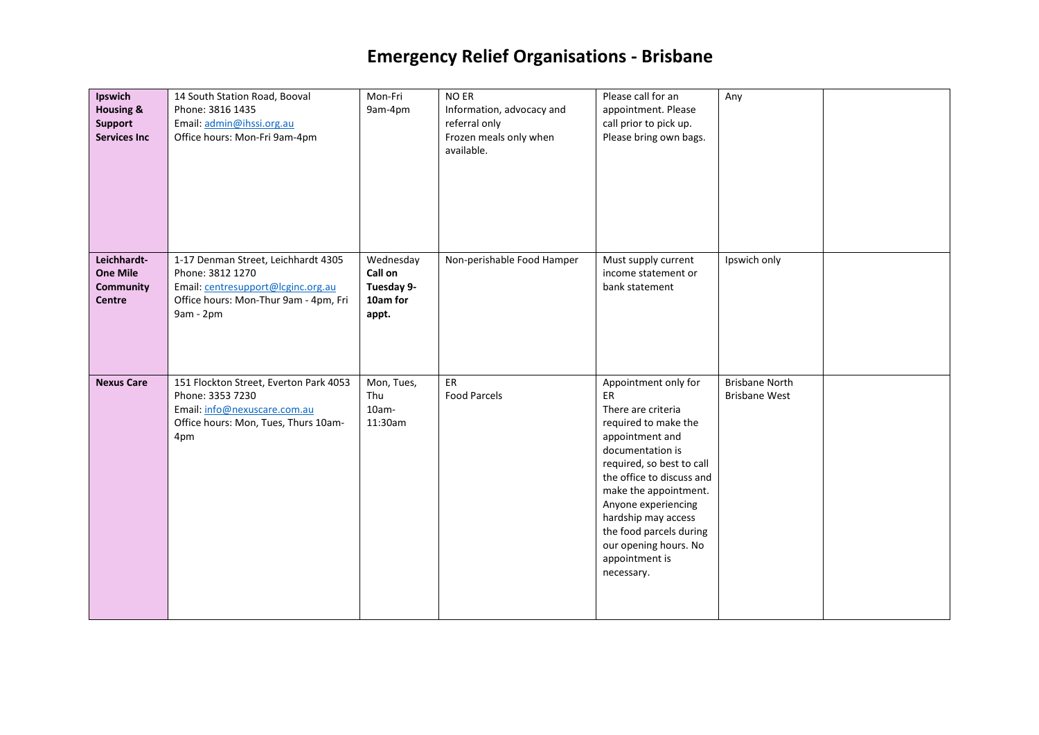# Emergency Relief Organisations - Brisbane

| | | | | | | |
|---|---|---|---|---|---|---|
| **Ipswich Housing & Support Services Inc** | 14 South Station Road, Booval<br>Phone: 3816 1435<br>Email: admin@ihssi.org.au<br>Office hours: Mon-Fri 9am-4pm | Mon-Fri 9am-4pm | NO ER<br>Information, advocacy and referral only<br>Frozen meals only when available. | Please call for an appointment. Please call prior to pick up. Please bring own bags. | Any | |
| **Leichhardt-One Mile Community Centre** | 1-17 Denman Street, Leichhardt 4305<br>Phone: 3812 1270<br>Email: centresupport@lcginc.org.au<br>Office hours: Mon-Thur 9am - 4pm, Fri 9am - 2pm | Wednesday<br>**Call on Tuesday 9-10am for appt.** | Non-perishable Food Hamper | Must supply current income statement or bank statement | Ipswich only | |
| **Nexus Care** | 151 Flockton Street, Everton Park 4053<br>Phone: 3353 7230<br>Email: info@nexuscare.com.au<br>Office hours: Mon, Tues, Thurs 10am-4pm | Mon, Tues, Thu 10am-11:30am | ER<br>Food Parcels | Appointment only for ER<br>There are criteria required to make the appointment and documentation is required, so best to call the office to discuss and make the appointment. Anyone experiencing hardship may access the food parcels during our opening hours. No appointment is necessary. | Brisbane North<br>Brisbane West | |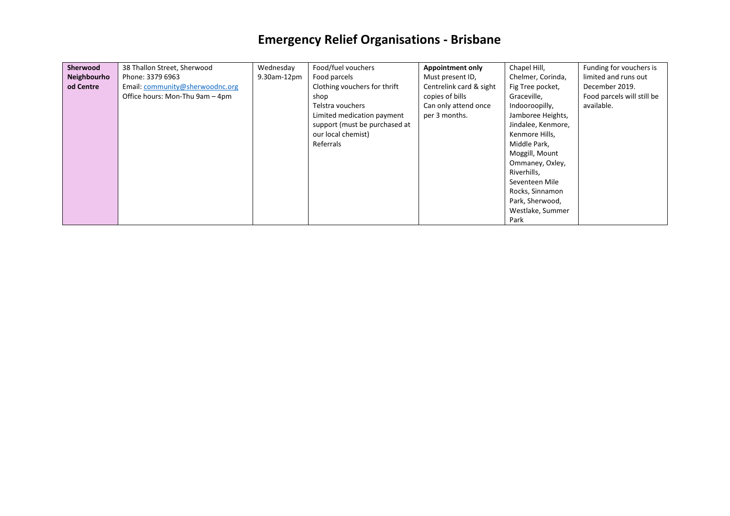# Emergency Relief Organisations - Brisbane

| | | | | | | |
|---|---|---|---|---|---|---|
| **Sherwood Neighbourhood Centre** | 38 Thallon Street, Sherwood<br>Phone: 3379 6963<br>Email: community@sherwoodnc.org<br>Office hours: Mon-Thu 9am – 4pm | Wednesday 9.30am-12pm | Food/fuel vouchers<br>Food parcels<br>Clothing vouchers for thrift shop<br>Telstra vouchers<br>Limited medication payment support (must be purchased at our local chemist)<br>Referrals | **Appointment only**<br>Must present ID, Centrelink card & sight copies of bills<br>Can only attend once per 3 months. | Chapel Hill, Chelmer, Corinda, Fig Tree pocket, Graceville, Indooroopilly, Jamboree Heights, Jindalee, Kenmore, Kenmore Hills, Middle Park, Moggill, Mount Ommaney, Oxley, Riverhills, Seventeen Mile Rocks, Sinnamon Park, Sherwood, Westlake, Summer Park | Funding for vouchers is limited and runs out December 2019. Food parcels will still be available. |